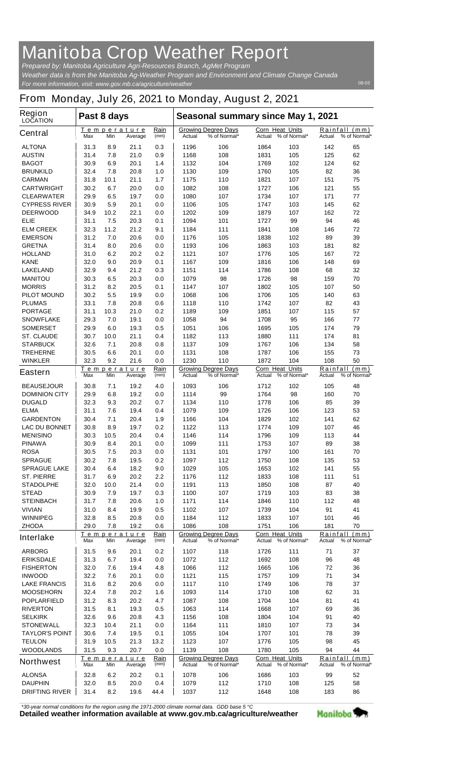# Manitoba Crop Weather Report

*Prepared by: Manitoba Agriculture Agri-Resources Branch, AgMet Program*

*Weather data is from the Manitoba Ag-Weather Program and Environment and Climate Change Canada*

*For more information, visit: www.gov.mb.ca/agriculture/weather*

08-03

## From Monday, July 26, 2021 to Monday, August 2, 2021

| Region LOCATION | Past 8 days | | | | Seasonal summary since May 1, 2021 | | | | | |
|---|---|---|---|---|---|---|---|---|---|---|
| | Temperature | | | Rain | Growing Degree Days | | Corn Heat Units | | Rainfall (mm) | |
| **Central** | Max | Min | Average | (mm) | Actual | % of Normal* | Actual | % of Normal* | Actual | % of Normal* |
| ALTONA | 31.3 | 8.9 | 21.1 | 0.3 | 1196 | 106 | 1864 | 103 | 142 | 65 |
| AUSTIN | 31.4 | 7.8 | 21.0 | 0.9 | 1168 | 108 | 1831 | 105 | 125 | 62 |
| BAGOT | 30.9 | 6.9 | 20.1 | 1.4 | 1132 | 104 | 1769 | 102 | 124 | 62 |
| BRUNKILD | 32.4 | 7.8 | 20.8 | 1.0 | 1130 | 109 | 1760 | 105 | 82 | 36 |
| CARMAN | 31.8 | 10.1 | 21.1 | 1.7 | 1175 | 110 | 1821 | 107 | 151 | 75 |
| CARTWRIGHT | 30.2 | 6.7 | 20.0 | 0.0 | 1082 | 108 | 1727 | 106 | 121 | 55 |
| CLEARWATER | 29.9 | 6.5 | 19.7 | 0.0 | 1080 | 107 | 1734 | 107 | 171 | 77 |
| CYPRESS RIVER | 30.9 | 5.9 | 20.1 | 0.0 | 1106 | 105 | 1747 | 103 | 145 | 62 |
| DEERWOOD | 34.9 | 10.2 | 22.1 | 0.0 | 1202 | 109 | 1879 | 107 | 162 | 72 |
| ELIE | 31.1 | 7.5 | 20.3 | 0.1 | 1094 | 101 | 1727 | 99 | 94 | 46 |
| ELM CREEK | 32.3 | 11.2 | 21.2 | 9.1 | 1184 | 111 | 1841 | 108 | 146 | 72 |
| EMERSON | 31.2 | 7.0 | 20.6 | 0.0 | 1176 | 105 | 1838 | 102 | 89 | 39 |
| GRETNA | 31.4 | 8.0 | 20.6 | 0.0 | 1193 | 106 | 1863 | 103 | 181 | 82 |
| HOLLAND | 31.0 | 6.2 | 20.2 | 0.2 | 1121 | 107 | 1776 | 105 | 167 | 72 |
| KANE | 32.0 | 9.0 | 20.9 | 0.1 | 1167 | 109 | 1816 | 106 | 148 | 69 |
| LAKELAND | 32.9 | 9.4 | 21.2 | 0.3 | 1151 | 114 | 1786 | 108 | 68 | 32 |
| MANITOU | 30.3 | 6.5 | 20.3 | 0.0 | 1079 | 98 | 1726 | 98 | 159 | 70 |
| MORRIS | 31.2 | 8.2 | 20.5 | 0.1 | 1147 | 107 | 1802 | 105 | 107 | 50 |
| PILOT MOUND | 30.2 | 5.5 | 19.9 | 0.0 | 1068 | 106 | 1706 | 105 | 140 | 63 |
| PLUMAS | 33.1 | 7.8 | 20.8 | 0.6 | 1118 | 110 | 1742 | 107 | 82 | 43 |
| PORTAGE | 31.1 | 10.3 | 21.0 | 0.2 | 1189 | 109 | 1851 | 107 | 115 | 57 |
| SNOWFLAKE | 29.3 | 7.0 | 19.1 | 0.0 | 1058 | 94 | 1708 | 95 | 166 | 77 |
| SOMERSET | 29.9 | 6.0 | 19.3 | 0.5 | 1051 | 106 | 1695 | 105 | 174 | 79 |
| ST. CLAUDE | 30.7 | 10.0 | 21.1 | 0.4 | 1182 | 113 | 1880 | 111 | 174 | 81 |
| STARBUCK | 32.6 | 7.1 | 20.8 | 0.8 | 1137 | 109 | 1767 | 106 | 134 | 58 |
| TREHERNE | 30.5 | 6.6 | 20.1 | 0.0 | 1131 | 108 | 1787 | 106 | 155 | 73 |
| WINKLER | 32.3 | 9.2 | 21.6 | 0.0 | 1230 | 110 | 1872 | 104 | 108 | 50 |
| **Eastern** | Max | Min | Average | (mm) | Actual | % of Normal* | Actual | % of Normal* | Actual | % of Normal* |
| BEAUSEJOUR | 30.8 | 7.1 | 19.2 | 4.0 | 1093 | 106 | 1712 | 102 | 105 | 48 |
| DOMINION CITY | 29.9 | 6.8 | 19.2 | 0.0 | 1114 | 99 | 1764 | 98 | 160 | 70 |
| DUGALD | 32.3 | 9.3 | 20.2 | 0.7 | 1134 | 110 | 1778 | 106 | 85 | 39 |
| ELMA | 31.1 | 7.6 | 19.4 | 0.4 | 1079 | 109 | 1726 | 106 | 123 | 53 |
| GARDENTON | 30.4 | 7.1 | 20.4 | 1.9 | 1166 | 104 | 1829 | 102 | 141 | 62 |
| LAC DU BONNET | 30.8 | 8.9 | 19.7 | 0.2 | 1122 | 113 | 1774 | 109 | 107 | 46 |
| MENISINO | 30.3 | 10.5 | 20.4 | 0.4 | 1146 | 114 | 1796 | 109 | 113 | 44 |
| PINAWA | 30.9 | 8.4 | 20.1 | 0.0 | 1099 | 111 | 1753 | 107 | 89 | 38 |
| ROSA | 30.5 | 7.5 | 20.3 | 0.0 | 1131 | 101 | 1797 | 100 | 161 | 70 |
| SPRAGUE | 30.2 | 7.8 | 19.5 | 0.2 | 1097 | 112 | 1750 | 108 | 135 | 53 |
| SPRAGUE LAKE | 30.4 | 6.4 | 18.2 | 9.0 | 1029 | 105 | 1653 | 102 | 141 | 55 |
| ST. PIERRE | 31.7 | 6.9 | 20.2 | 2.2 | 1176 | 112 | 1833 | 108 | 111 | 51 |
| STADOLPHE | 32.0 | 10.0 | 21.4 | 0.0 | 1191 | 113 | 1850 | 108 | 87 | 40 |
| STEAD | 30.9 | 7.9 | 19.7 | 0.3 | 1100 | 107 | 1719 | 103 | 83 | 38 |
| STEINBACH | 31.7 | 7.8 | 20.6 | 1.0 | 1171 | 114 | 1846 | 110 | 112 | 48 |
| VIVIAN | 31.0 | 8.4 | 19.9 | 0.5 | 1102 | 107 | 1739 | 104 | 91 | 41 |
| WINNIPEG | 32.8 | 8.5 | 20.8 | 0.0 | 1184 | 112 | 1833 | 107 | 101 | 46 |
| ZHODA | 29.0 | 7.8 | 19.2 | 0.6 | 1086 | 108 | 1751 | 106 | 181 | 70 |
| **Interlake** | Max | Min | Average | (mm) | Actual | % of Normal* | Actual | % of Normal* | Actual | % of Normal* |
| ARBORG | 31.5 | 9.6 | 20.1 | 0.2 | 1107 | 118 | 1726 | 111 | 71 | 37 |
| ERIKSDALE | 31.3 | 6.7 | 19.4 | 0.0 | 1072 | 112 | 1692 | 108 | 96 | 48 |
| FISHERTON | 32.0 | 7.6 | 19.4 | 4.8 | 1066 | 112 | 1665 | 106 | 72 | 36 |
| INWOOD | 32.2 | 7.6 | 20.1 | 0.0 | 1121 | 115 | 1757 | 109 | 71 | 34 |
| LAKE FRANCIS | 31.6 | 8.2 | 20.6 | 0.0 | 1117 | 110 | 1749 | 106 | 78 | 37 |
| MOOSEHORN | 32.4 | 7.8 | 20.2 | 1.6 | 1093 | 114 | 1710 | 108 | 62 | 31 |
| POPLARFIELD | 31.2 | 8.3 | 20.2 | 4.7 | 1087 | 108 | 1704 | 104 | 81 | 41 |
| RIVERTON | 31.5 | 8.1 | 19.3 | 0.5 | 1063 | 114 | 1668 | 107 | 69 | 36 |
| SELKIRK | 32.6 | 9.6 | 20.8 | 4.3 | 1156 | 108 | 1804 | 104 | 91 | 40 |
| STONEWALL | 32.3 | 10.4 | 21.1 | 0.0 | 1164 | 111 | 1810 | 107 | 73 | 34 |
| TAYLOR'S POINT | 30.6 | 7.4 | 19.5 | 0.1 | 1055 | 104 | 1707 | 101 | 78 | 39 |
| TEULON | 31.9 | 10.5 | 21.3 | 13.2 | 1123 | 107 | 1776 | 105 | 98 | 45 |
| WOODLANDS | 31.5 | 9.3 | 20.7 | 0.0 | 1139 | 108 | 1780 | 105 | 94 | 44 |
| **Northwest** | Max | Min | Average | (mm) | Actual | % of Normal* | Actual | % of Normal* | Actual | % of Normal* |
| ALONSA | 32.8 | 6.2 | 20.2 | 0.1 | 1078 | 106 | 1686 | 103 | 99 | 52 |
| DAUPHIN | 32.0 | 8.5 | 20.0 | 0.4 | 1079 | 112 | 1710 | 108 | 125 | 58 |
| DRIFTING RIVER | 31.4 | 8.2 | 19.6 | 44.4 | 1037 | 112 | 1648 | 108 | 183 | 86 |

*\*30-year normal conditions for the region using the 1971-2000 climate normal data. GDD base 5 °C*

**Detailed weather information available at www.gov.mb.ca/agriculture/weather**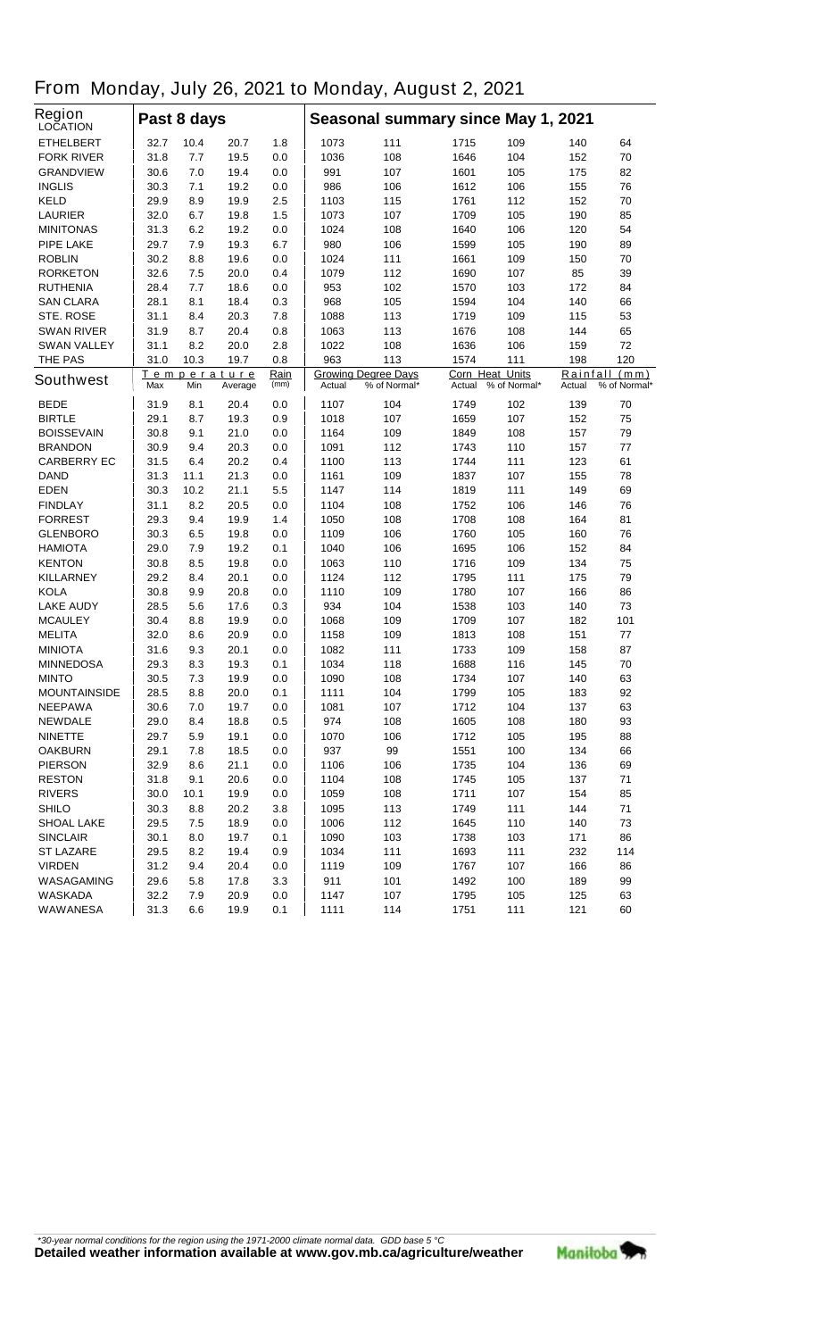# From Monday, July 26, 2021 to Monday, August 2, 2021

| Region LOCATION | Past 8 days | | | | Seasonal summary since May 1, 2021 | | | | | |
|---|---|---|---|---|---|---|---|---|---|---|
| ETHELBERT | 32.7 | 10.4 | 20.7 | 1.8 | 1073 | 111 | 1715 | 109 | 140 | 64 |
| FORK RIVER | 31.8 | 7.7 | 19.5 | 0.0 | 1036 | 108 | 1646 | 104 | 152 | 70 |
| GRANDVIEW | 30.6 | 7.0 | 19.4 | 0.0 | 991 | 107 | 1601 | 105 | 175 | 82 |
| INGLIS | 30.3 | 7.1 | 19.2 | 0.0 | 986 | 106 | 1612 | 106 | 155 | 76 |
| KELD | 29.9 | 8.9 | 19.9 | 2.5 | 1103 | 115 | 1761 | 112 | 152 | 70 |
| LAURIER | 32.0 | 6.7 | 19.8 | 1.5 | 1073 | 107 | 1709 | 105 | 190 | 85 |
| MINITONAS | 31.3 | 6.2 | 19.2 | 0.0 | 1024 | 108 | 1640 | 106 | 120 | 54 |
| PIPE LAKE | 29.7 | 7.9 | 19.3 | 6.7 | 980 | 106 | 1599 | 105 | 190 | 89 |
| ROBLIN | 30.2 | 8.8 | 19.6 | 0.0 | 1024 | 111 | 1661 | 109 | 150 | 70 |
| RORKETON | 32.6 | 7.5 | 20.0 | 0.4 | 1079 | 112 | 1690 | 107 | 85 | 39 |
| RUTHENIA | 28.4 | 7.7 | 18.6 | 0.0 | 953 | 102 | 1570 | 103 | 172 | 84 |
| SAN CLARA | 28.1 | 8.1 | 18.4 | 0.3 | 968 | 105 | 1594 | 104 | 140 | 66 |
| STE. ROSE | 31.1 | 8.4 | 20.3 | 7.8 | 1088 | 113 | 1719 | 109 | 115 | 53 |
| SWAN RIVER | 31.9 | 8.7 | 20.4 | 0.8 | 1063 | 113 | 1676 | 108 | 144 | 65 |
| SWAN VALLEY | 31.1 | 8.2 | 20.0 | 2.8 | 1022 | 108 | 1636 | 106 | 159 | 72 |
| THE PAS | 31.0 | 10.3 | 19.7 | 0.8 | 963 | 113 | 1574 | 111 | 198 | 120 |
| **Southwest** | Temperature Max | Temperature Min | Temperature Average | Rain (mm) | Growing Degree Days Actual | Growing Degree Days % of Normal* | Corn Heat Units Actual | Corn Heat Units % of Normal* | Rainfall (mm) Actual | Rainfall (mm) % of Normal* |
| BEDE | 31.9 | 8.1 | 20.4 | 0.0 | 1107 | 104 | 1749 | 102 | 139 | 70 |
| BIRTLE | 29.1 | 8.7 | 19.3 | 0.9 | 1018 | 107 | 1659 | 107 | 152 | 75 |
| BOISSEVAIN | 30.8 | 9.1 | 21.0 | 0.0 | 1164 | 109 | 1849 | 108 | 157 | 79 |
| BRANDON | 30.9 | 9.4 | 20.3 | 0.0 | 1091 | 112 | 1743 | 110 | 157 | 77 |
| CARBERRY EC | 31.5 | 6.4 | 20.2 | 0.4 | 1100 | 113 | 1744 | 111 | 123 | 61 |
| DAND | 31.3 | 11.1 | 21.3 | 0.0 | 1161 | 109 | 1837 | 107 | 155 | 78 |
| EDEN | 30.3 | 10.2 | 21.1 | 5.5 | 1147 | 114 | 1819 | 111 | 149 | 69 |
| FINDLAY | 31.1 | 8.2 | 20.5 | 0.0 | 1104 | 108 | 1752 | 106 | 146 | 76 |
| FORREST | 29.3 | 9.4 | 19.9 | 1.4 | 1050 | 108 | 1708 | 108 | 164 | 81 |
| GLENBORO | 30.3 | 6.5 | 19.8 | 0.0 | 1109 | 106 | 1760 | 105 | 160 | 76 |
| HAMIOTA | 29.0 | 7.9 | 19.2 | 0.1 | 1040 | 106 | 1695 | 106 | 152 | 84 |
| KENTON | 30.8 | 8.5 | 19.8 | 0.0 | 1063 | 110 | 1716 | 109 | 134 | 75 |
| KILLARNEY | 29.2 | 8.4 | 20.1 | 0.0 | 1124 | 112 | 1795 | 111 | 175 | 79 |
| KOLA | 30.8 | 9.9 | 20.8 | 0.0 | 1110 | 109 | 1780 | 107 | 166 | 86 |
| LAKE AUDY | 28.5 | 5.6 | 17.6 | 0.3 | 934 | 104 | 1538 | 103 | 140 | 73 |
| MCAULEY | 30.4 | 8.8 | 19.9 | 0.0 | 1068 | 109 | 1709 | 107 | 182 | 101 |
| MELITA | 32.0 | 8.6 | 20.9 | 0.0 | 1158 | 109 | 1813 | 108 | 151 | 77 |
| MINIOTA | 31.6 | 9.3 | 20.1 | 0.0 | 1082 | 111 | 1733 | 109 | 158 | 87 |
| MINNEDOSA | 29.3 | 8.3 | 19.3 | 0.1 | 1034 | 118 | 1688 | 116 | 145 | 70 |
| MINTO | 30.5 | 7.3 | 19.9 | 0.0 | 1090 | 108 | 1734 | 107 | 140 | 63 |
| MOUNTAINSIDE | 28.5 | 8.8 | 20.0 | 0.1 | 1111 | 104 | 1799 | 105 | 183 | 92 |
| NEEPAWA | 30.6 | 7.0 | 19.7 | 0.0 | 1081 | 107 | 1712 | 104 | 137 | 63 |
| NEWDALE | 29.0 | 8.4 | 18.8 | 0.5 | 974 | 108 | 1605 | 108 | 180 | 93 |
| NINETTE | 29.7 | 5.9 | 19.1 | 0.0 | 1070 | 106 | 1712 | 105 | 195 | 88 |
| OAKBURN | 29.1 | 7.8 | 18.5 | 0.0 | 937 | 99 | 1551 | 100 | 134 | 66 |
| PIERSON | 32.9 | 8.6 | 21.1 | 0.0 | 1106 | 106 | 1735 | 104 | 136 | 69 |
| RESTON | 31.8 | 9.1 | 20.6 | 0.0 | 1104 | 108 | 1745 | 105 | 137 | 71 |
| RIVERS | 30.0 | 10.1 | 19.9 | 0.0 | 1059 | 108 | 1711 | 107 | 154 | 85 |
| SHILO | 30.3 | 8.8 | 20.2 | 3.8 | 1095 | 113 | 1749 | 111 | 144 | 71 |
| SHOAL LAKE | 29.5 | 7.5 | 18.9 | 0.0 | 1006 | 112 | 1645 | 110 | 140 | 73 |
| SINCLAIR | 30.1 | 8.0 | 19.7 | 0.1 | 1090 | 103 | 1738 | 103 | 171 | 86 |
| ST LAZARE | 29.5 | 8.2 | 19.4 | 0.9 | 1034 | 111 | 1693 | 111 | 232 | 114 |
| VIRDEN | 31.2 | 9.4 | 20.4 | 0.0 | 1119 | 109 | 1767 | 107 | 166 | 86 |
| WASAGAMING | 29.6 | 5.8 | 17.8 | 3.3 | 911 | 101 | 1492 | 100 | 189 | 99 |
| WASKADA | 32.2 | 7.9 | 20.9 | 0.0 | 1147 | 107 | 1795 | 105 | 125 | 63 |
| WAWANESA | 31.3 | 6.6 | 19.9 | 0.1 | 1111 | 114 | 1751 | 111 | 121 | 60 |

*\*30-year normal conditions for the region using the 1971-2000 climate normal data. GDD base 5 °C*

**Detailed weather information available at www.gov.mb.ca/agriculture/weather**